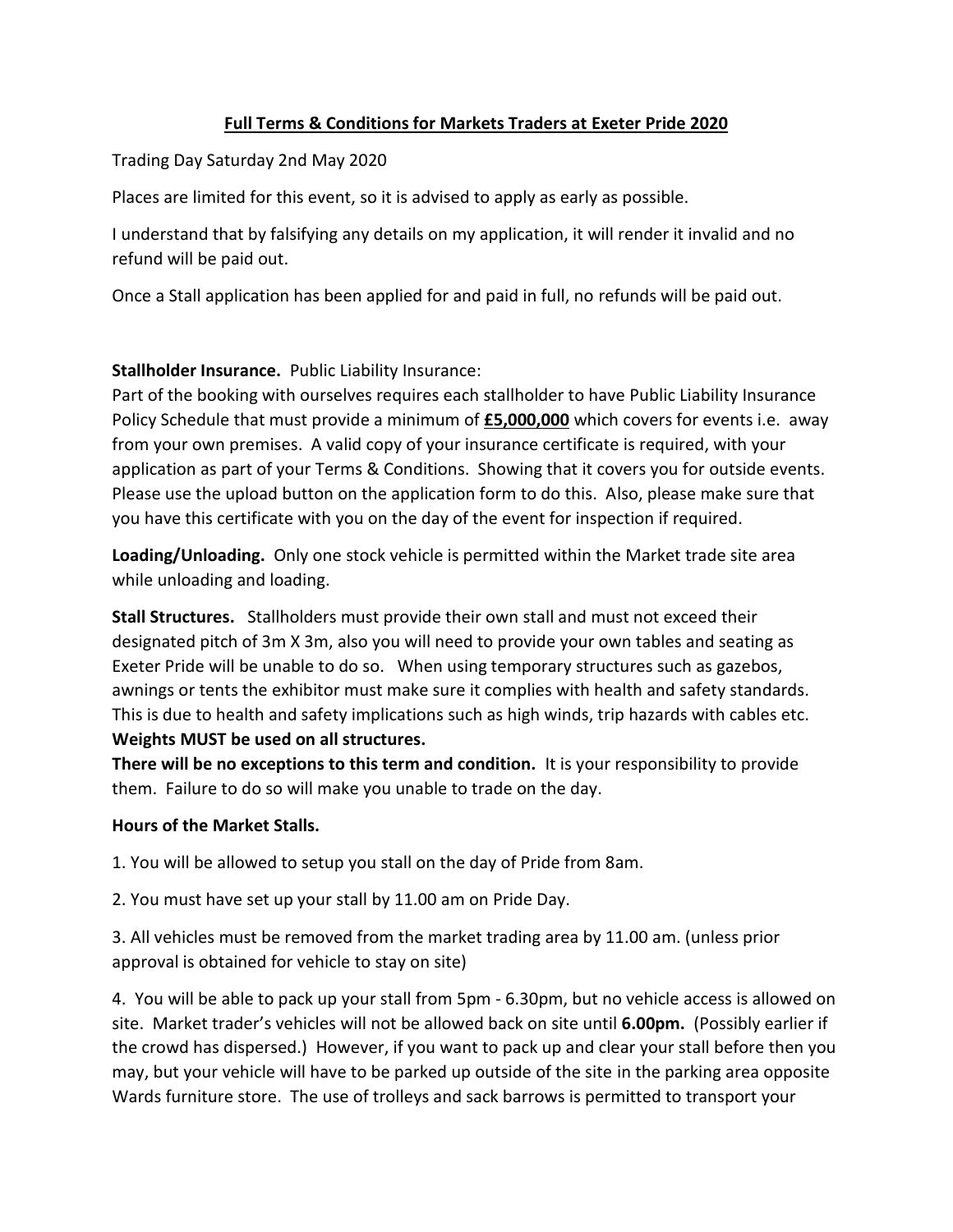# Full Terms & Conditions for Markets Traders at Exeter Pride 2020

Trading Day Saturday 2nd May 2020

Places are limited for this event, so it is advised to apply as early as possible.

I understand that by falsifying any details on my application, it will render it invalid and no refund will be paid out.

Once a Stall application has been applied for and paid in full, no refunds will be paid out.

**Stallholder Insurance.** Public Liability Insurance:
Part of the booking with ourselves requires each stallholder to have Public Liability Insurance Policy Schedule that must provide a minimum of **£5,000,000** which covers for events i.e. away from your own premises. A valid copy of your insurance certificate is required, with your application as part of your Terms & Conditions. Showing that it covers you for outside events. Please use the upload button on the application form to do this. Also, please make sure that you have this certificate with you on the day of the event for inspection if required.

**Loading/Unloading.** Only one stock vehicle is permitted within the Market trade site area while unloading and loading.

**Stall Structures.** Stallholders must provide their own stall and must not exceed their designated pitch of 3m X 3m, also you will need to provide your own tables and seating as Exeter Pride will be unable to do so. When using temporary structures such as gazebos, awnings or tents the exhibitor must make sure it complies with health and safety standards. This is due to health and safety implications such as high winds, trip hazards with cables etc.
**Weights MUST be used on all structures.**
**There will be no exceptions to this term and condition.** It is your responsibility to provide them. Failure to do so will make you unable to trade on the day.

**Hours of the Market Stalls.**

1. You will be allowed to setup you stall on the day of Pride from 8am.

2. You must have set up your stall by 11.00 am on Pride Day.

3. All vehicles must be removed from the market trading area by 11.00 am. (unless prior approval is obtained for vehicle to stay on site)

4. You will be able to pack up your stall from 5pm - 6.30pm, but no vehicle access is allowed on site. Market trader's vehicles will not be allowed back on site until **6.00pm.** (Possibly earlier if the crowd has dispersed.) However, if you want to pack up and clear your stall before then you may, but your vehicle will have to be parked up outside of the site in the parking area opposite Wards furniture store. The use of trolleys and sack barrows is permitted to transport your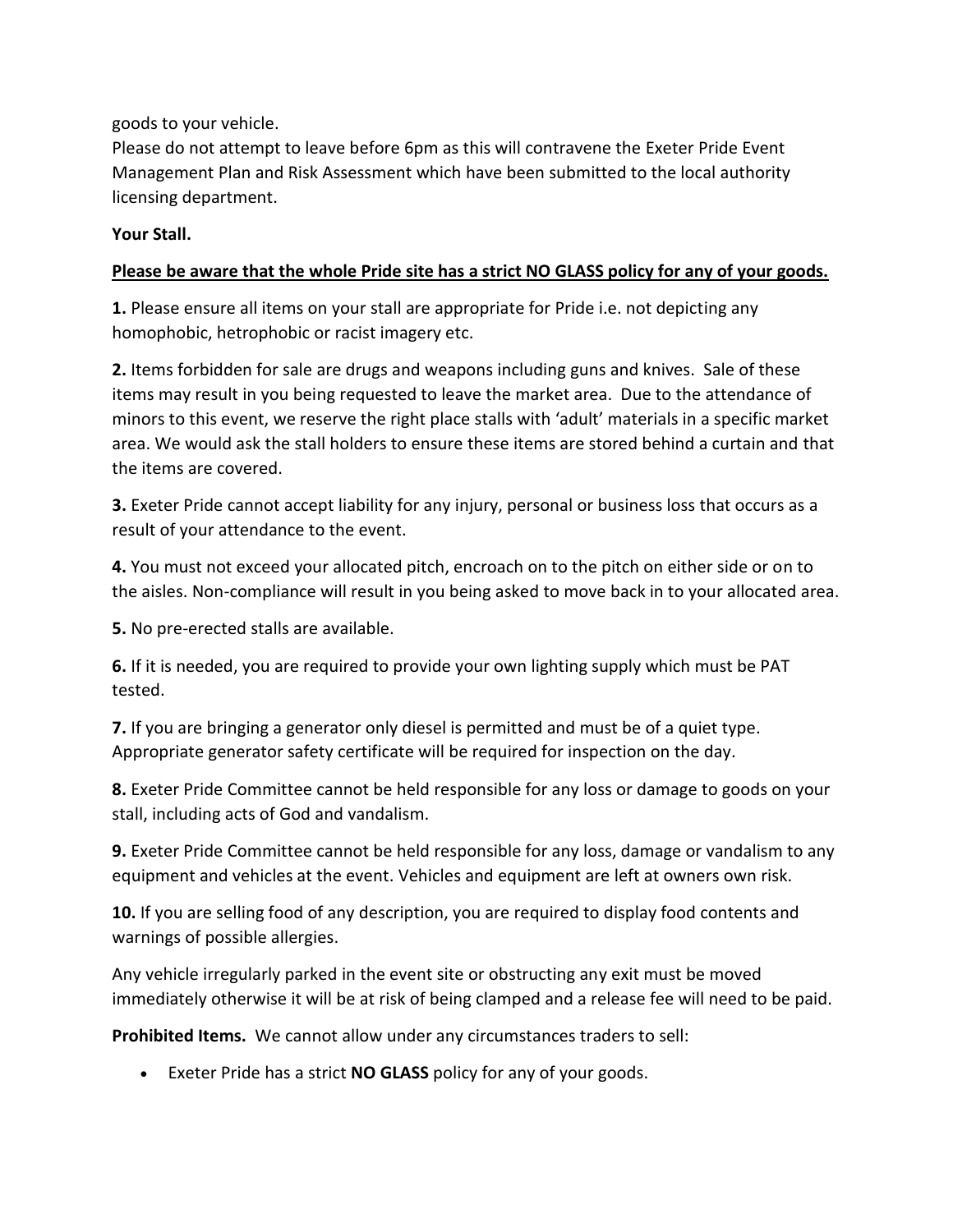goods to your vehicle.
Please do not attempt to leave before 6pm as this will contravene the Exeter Pride Event Management Plan and Risk Assessment which have been submitted to the local authority licensing department.

**Your Stall.**

**<u>Please be aware that the whole Pride site has a strict NO GLASS policy for any of your goods.</u>**

**1.** Please ensure all items on your stall are appropriate for Pride i.e. not depicting any homophobic, hetrophobic or racist imagery etc.

**2.** Items forbidden for sale are drugs and weapons including guns and knives. Sale of these items may result in you being requested to leave the market area. Due to the attendance of minors to this event, we reserve the right place stalls with 'adult' materials in a specific market area. We would ask the stall holders to ensure these items are stored behind a curtain and that the items are covered.

**3.** Exeter Pride cannot accept liability for any injury, personal or business loss that occurs as a result of your attendance to the event.

**4.** You must not exceed your allocated pitch, encroach on to the pitch on either side or on to the aisles. Non-compliance will result in you being asked to move back in to your allocated area.

**5.** No pre-erected stalls are available.

**6.** If it is needed, you are required to provide your own lighting supply which must be PAT tested.

**7.** If you are bringing a generator only diesel is permitted and must be of a quiet type. Appropriate generator safety certificate will be required for inspection on the day.

**8.** Exeter Pride Committee cannot be held responsible for any loss or damage to goods on your stall, including acts of God and vandalism.

**9.** Exeter Pride Committee cannot be held responsible for any loss, damage or vandalism to any equipment and vehicles at the event. Vehicles and equipment are left at owners own risk.

**10.** If you are selling food of any description, you are required to display food contents and warnings of possible allergies.

Any vehicle irregularly parked in the event site or obstructing any exit must be moved immediately otherwise it will be at risk of being clamped and a release fee will need to be paid.

**Prohibited Items.** We cannot allow under any circumstances traders to sell:

- Exeter Pride has a strict **NO GLASS** policy for any of your goods.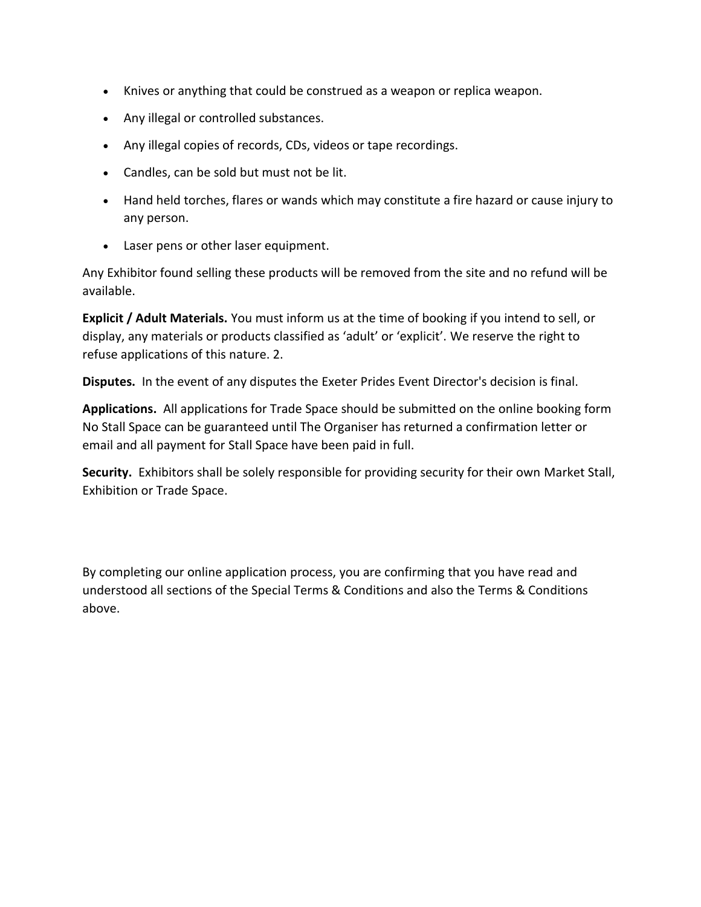- Knives or anything that could be construed as a weapon or replica weapon.
- Any illegal or controlled substances.
- Any illegal copies of records, CDs, videos or tape recordings.
- Candles, can be sold but must not be lit.
- Hand held torches, flares or wands which may constitute a fire hazard or cause injury to any person.
- Laser pens or other laser equipment.

Any Exhibitor found selling these products will be removed from the site and no refund will be available.

**Explicit / Adult Materials.** You must inform us at the time of booking if you intend to sell, or display, any materials or products classified as 'adult' or 'explicit'. We reserve the right to refuse applications of this nature. 2.

**Disputes.** In the event of any disputes the Exeter Prides Event Director's decision is final.

**Applications.** All applications for Trade Space should be submitted on the online booking form No Stall Space can be guaranteed until The Organiser has returned a confirmation letter or email and all payment for Stall Space have been paid in full.

**Security.** Exhibitors shall be solely responsible for providing security for their own Market Stall, Exhibition or Trade Space.

By completing our online application process, you are confirming that you have read and understood all sections of the Special Terms & Conditions and also the Terms & Conditions above.